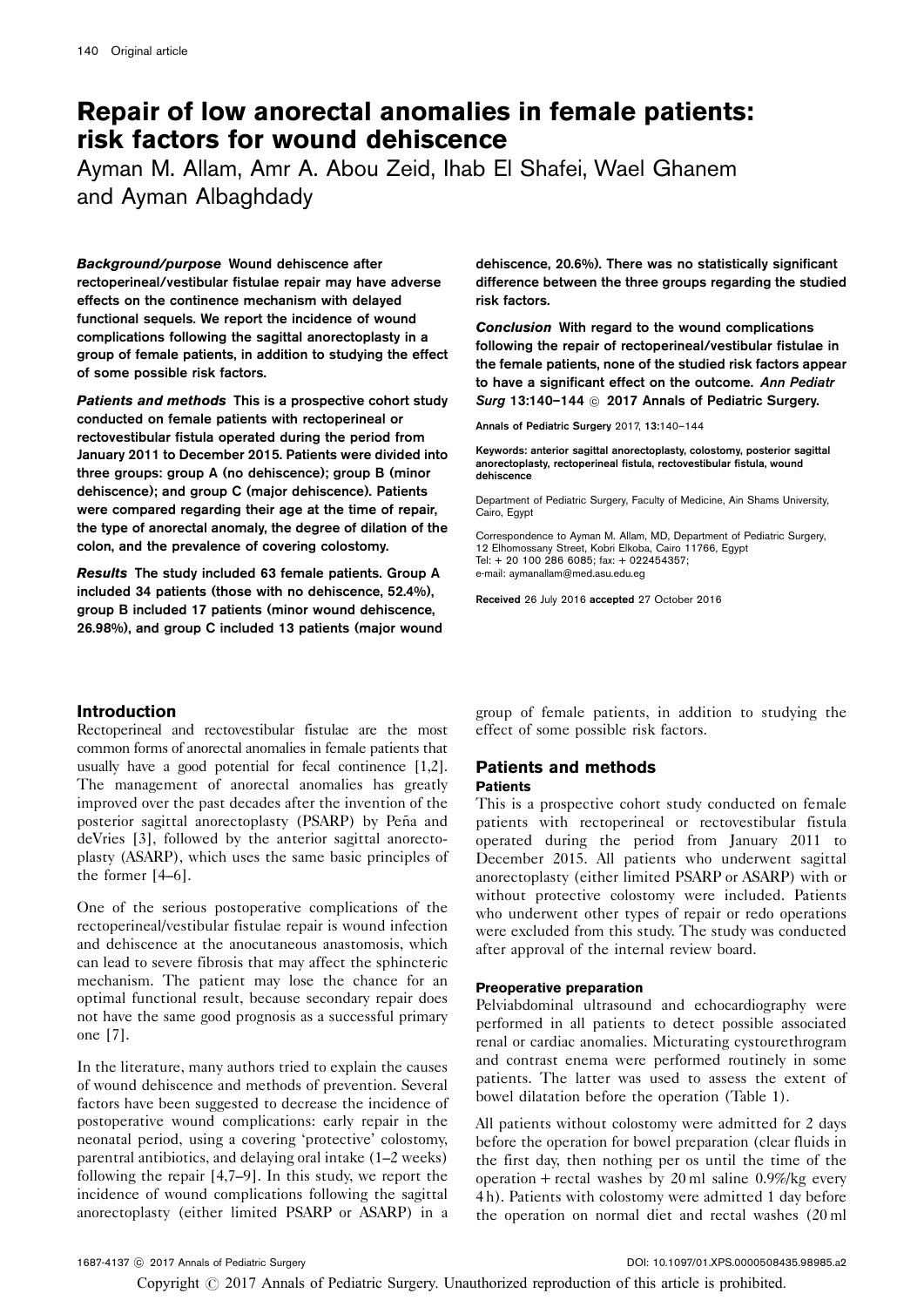# Repair of low anorectal anomalies in female patients: risk factors for wound dehiscence

Ayman M. Allam, Amr A. Abou Zeid, Ihab El Shafei, Wael Ghanem and Ayman Albaghdady

***Background/purpose*** **Wound dehiscence after rectoperineal/vestibular fistulae repair may have adverse effects on the continence mechanism with delayed functional sequels. We report the incidence of wound complications following the sagittal anorectoplasty in a group of female patients, in addition to studying the effect of some possible risk factors.**

***Patients and methods*** **This is a prospective cohort study conducted on female patients with rectoperineal or rectovestibular fistula operated during the period from January 2011 to December 2015. Patients were divided into three groups: group A (no dehiscence); group B (minor dehiscence); and group C (major dehiscence). Patients were compared regarding their age at the time of repair, the type of anorectal anomaly, the degree of dilation of the colon, and the prevalence of covering colostomy.**

***Results*** **The study included 63 female patients. Group A included 34 patients (those with no dehiscence, 52.4%), group B included 17 patients (minor wound dehiscence, 26.98%), and group C included 13 patients (major wound dehiscence, 20.6%). There was no statistically significant difference between the three groups regarding the studied risk factors.**

***Conclusion*** **With regard to the wound complications following the repair of rectoperineal/vestibular fistulae in the female patients, none of the studied risk factors appear to have a significant effect on the outcome.** ***Ann Pediatr Surg*** **13:140–144 © 2017 Annals of Pediatric Surgery.**

Annals of Pediatric Surgery 2017, 13:140–144

Keywords: anterior sagittal anorectoplasty, colostomy, posterior sagittal anorectoplasty, rectoperineal fistula, rectovestibular fistula, wound dehiscence

Department of Pediatric Surgery, Faculty of Medicine, Ain Shams University, Cairo, Egypt

Correspondence to Ayman M. Allam, MD, Department of Pediatric Surgery, 12 Elhomossany Street, Kobri Elkoba, Cairo 11766, Egypt
Tel: + 20 100 286 6085; fax: + 022454357;
e-mail: aymanallam@med.asu.edu.eg

Received 26 July 2016 accepted 27 October 2016

## Introduction

Rectoperineal and rectovestibular fistulae are the most common forms of anorectal anomalies in female patients that usually have a good potential for fecal continence [1,2]. The management of anorectal anomalies has greatly improved over the past decades after the invention of the posterior sagittal anorectoplasty (PSARP) by Peña and deVries [3], followed by the anterior sagittal anorectoplasty (ASARP), which uses the same basic principles of the former [4–6].

One of the serious postoperative complications of the rectoperineal/vestibular fistulae repair is wound infection and dehiscence at the anocutaneous anastomosis, which can lead to severe fibrosis that may affect the sphincteric mechanism. The patient may lose the chance for an optimal functional result, because secondary repair does not have the same good prognosis as a successful primary one [7].

In the literature, many authors tried to explain the causes of wound dehiscence and methods of prevention. Several factors have been suggested to decrease the incidence of postoperative wound complications: early repair in the neonatal period, using a covering 'protective' colostomy, parentral antibiotics, and delaying oral intake (1–2 weeks) following the repair [4,7–9]. In this study, we report the incidence of wound complications following the sagittal anorectoplasty (either limited PSARP or ASARP) in a group of female patients, in addition to studying the effect of some possible risk factors.

## Patients and methods

### Patients

This is a prospective cohort study conducted on female patients with rectoperineal or rectovestibular fistula operated during the period from January 2011 to December 2015. All patients who underwent sagittal anorectoplasty (either limited PSARP or ASARP) with or without protective colostomy were included. Patients who underwent other types of repair or redo operations were excluded from this study. The study was conducted after approval of the internal review board.

#### Preoperative preparation

Pelviabdominal ultrasound and echocardiography were performed in all patients to detect possible associated renal or cardiac anomalies. Micturating cystourethrogram and contrast enema were performed routinely in some patients. The latter was used to assess the extent of bowel dilatation before the operation (Table 1).

All patients without colostomy were admitted for 2 days before the operation for bowel preparation (clear fluids in the first day, then nothing per os until the time of the operation + rectal washes by 20 ml saline 0.9%/kg every 4 h). Patients with colostomy were admitted 1 day before the operation on normal diet and rectal washes (20 ml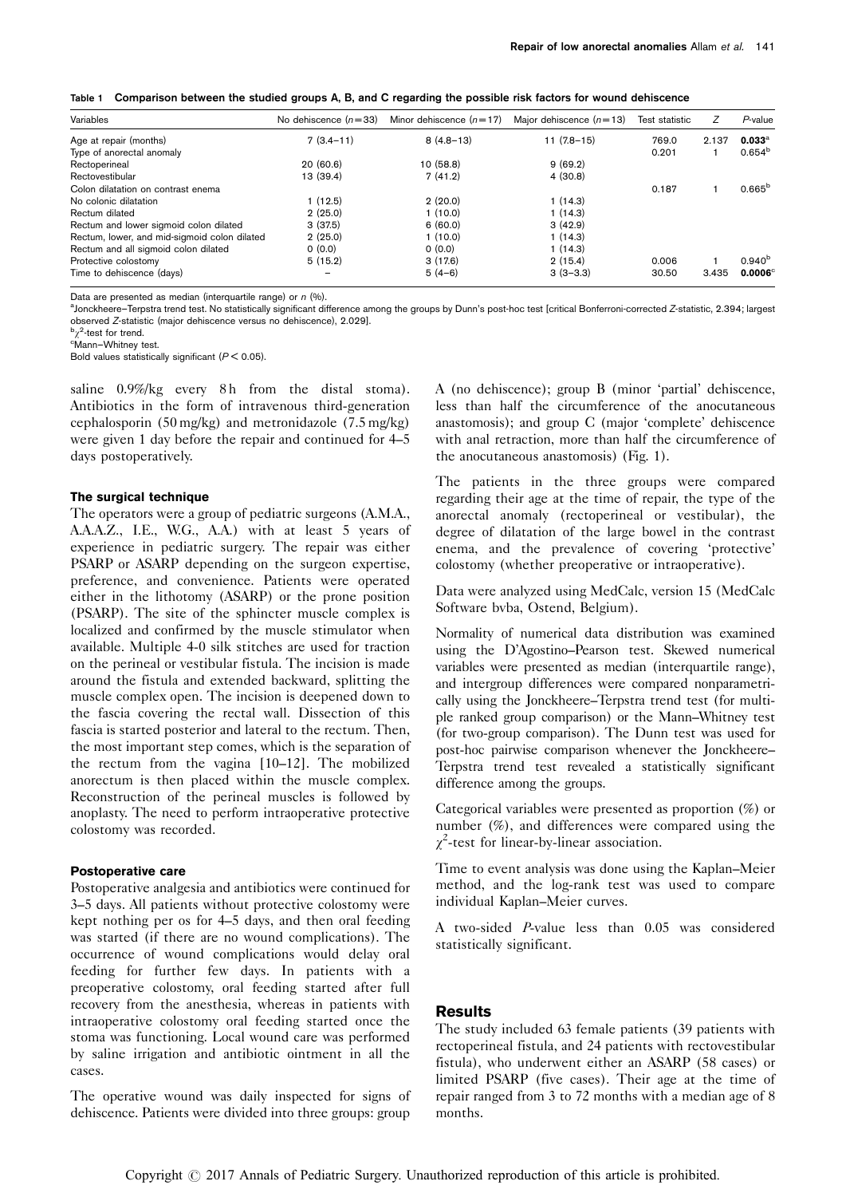**Table 1 Comparison between the studied groups A, B, and C regarding the possible risk factors for wound dehiscence**

| Variables | No dehiscence ($n=33$) | Minor dehiscence ($n=17$) | Major dehiscence ($n=13$) | Test statistic | $Z$ | $P$-value |
|---|---|---|---|---|---|---|
| Age at repair (months) | 7 (3.4–11) | 8 (4.8–13) | 11 (7.8–15) | 769.0 | 2.137 | **0.033**[a] |
| Type of anorectal anomaly | | | | 0.201 | 1 | 0.654[b] |
| Rectoperineal | 20 (60.6) | 10 (58.8) | 9 (69.2) | | | |
| Rectovestibular | 13 (39.4) | 7 (41.2) | 4 (30.8) | | | |
| Colon dilatation on contrast enema | | | | 0.187 | 1 | 0.665[b] |
| No colonic dilatation | 1 (12.5) | 2 (20.0) | 1 (14.3) | | | |
| Rectum dilated | 2 (25.0) | 1 (10.0) | 1 (14.3) | | | |
| Rectum and lower sigmoid colon dilated | 3 (37.5) | 6 (60.0) | 3 (42.9) | | | |
| Rectum, lower, and mid-sigmoid colon dilated | 2 (25.0) | 1 (10.0) | 1 (14.3) | | | |
| Rectum and all sigmoid colon dilated | 0 (0.0) | 0 (0.0) | 1 (14.3) | | | |
| Protective colostomy | 5 (15.2) | 3 (17.6) | 2 (15.4) | 0.006 | 1 | 0.940[b] |
| Time to dehiscence (days) | – | 5 (4–6) | 3 (3–3.3) | 30.50 | 3.435 | **0.0006**[c] |

Data are presented as median (interquartile range) or $n$ (%).

[a]Jonckheere–Terpstra trend test. No statistically significant difference among the groups by Dunn's post-hoc test [critical Bonferroni-corrected Z-statistic, 2.394; largest observed Z-statistic (major dehiscence versus no dehiscence), 2.029].

[b]$\chi^2$-test for trend.

[c]Mann–Whitney test.

Bold values statistically significant ($P<0.05$).

saline 0.9%/kg every 8 h from the distal stoma). Antibiotics in the form of intravenous third-generation cephalosporin (50 mg/kg) and metronidazole (7.5 mg/kg) were given 1 day before the repair and continued for 4–5 days postoperatively.

### The surgical technique

The operators were a group of pediatric surgeons (A.M.A., A.A.A.Z., I.E., W.G., A.A.) with at least 5 years of experience in pediatric surgery. The repair was either PSARP or ASARP depending on the surgeon expertise, preference, and convenience. Patients were operated either in the lithotomy (ASARP) or the prone position (PSARP). The site of the sphincter muscle complex is localized and confirmed by the muscle stimulator when available. Multiple 4-0 silk stitches are used for traction on the perineal or vestibular fistula. The incision is made around the fistula and extended backward, splitting the muscle complex open. The incision is deepened down to the fascia covering the rectal wall. Dissection of this fascia is started posterior and lateral to the rectum. Then, the most important step comes, which is the separation of the rectum from the vagina [10–12]. The mobilized anorectum is then placed within the muscle complex. Reconstruction of the perineal muscles is followed by anoplasty. The need to perform intraoperative protective colostomy was recorded.

### Postoperative care

Postoperative analgesia and antibiotics were continued for 3–5 days. All patients without protective colostomy were kept nothing per os for 4–5 days, and then oral feeding was started (if there are no wound complications). The occurrence of wound complications would delay oral feeding for further few days. In patients with a preoperative colostomy, oral feeding started after full recovery from the anesthesia, whereas in patients with intraoperative colostomy oral feeding started once the stoma was functioning. Local wound care was performed by saline irrigation and antibiotic ointment in all the cases.

The operative wound was daily inspected for signs of dehiscence. Patients were divided into three groups: group A (no dehiscence); group B (minor 'partial' dehiscence, less than half the circumference of the anocutaneous anastomosis); and group C (major 'complete' dehiscence with anal retraction, more than half the circumference of the anocutaneous anastomosis) (Fig. 1).

The patients in the three groups were compared regarding their age at the time of repair, the type of the anorectal anomaly (rectoperineal or vestibular), the degree of dilatation of the large bowel in the contrast enema, and the prevalence of covering 'protective' colostomy (whether preoperative or intraoperative).

Data were analyzed using MedCalc, version 15 (MedCalc Software bvba, Ostend, Belgium).

Normality of numerical data distribution was examined using the D'Agostino–Pearson test. Skewed numerical variables were presented as median (interquartile range), and intergroup differences were compared nonparametrically using the Jonckheere–Terpstra trend test (for multiple ranked group comparison) or the Mann–Whitney test (for two-group comparison). The Dunn test was used for post-hoc pairwise comparison whenever the Jonckheere–Terpstra trend test revealed a statistically significant difference among the groups.

Categorical variables were presented as proportion (%) or number (%), and differences were compared using the $\chi^2$-test for linear-by-linear association.

Time to event analysis was done using the Kaplan–Meier method, and the log-rank test was used to compare individual Kaplan–Meier curves.

A two-sided $P$-value less than 0.05 was considered statistically significant.

## Results

The study included 63 female patients (39 patients with rectoperineal fistula, and 24 patients with rectovestibular fistula), who underwent either an ASARP (58 cases) or limited PSARP (five cases). Their age at the time of repair ranged from 3 to 72 months with a median age of 8 months.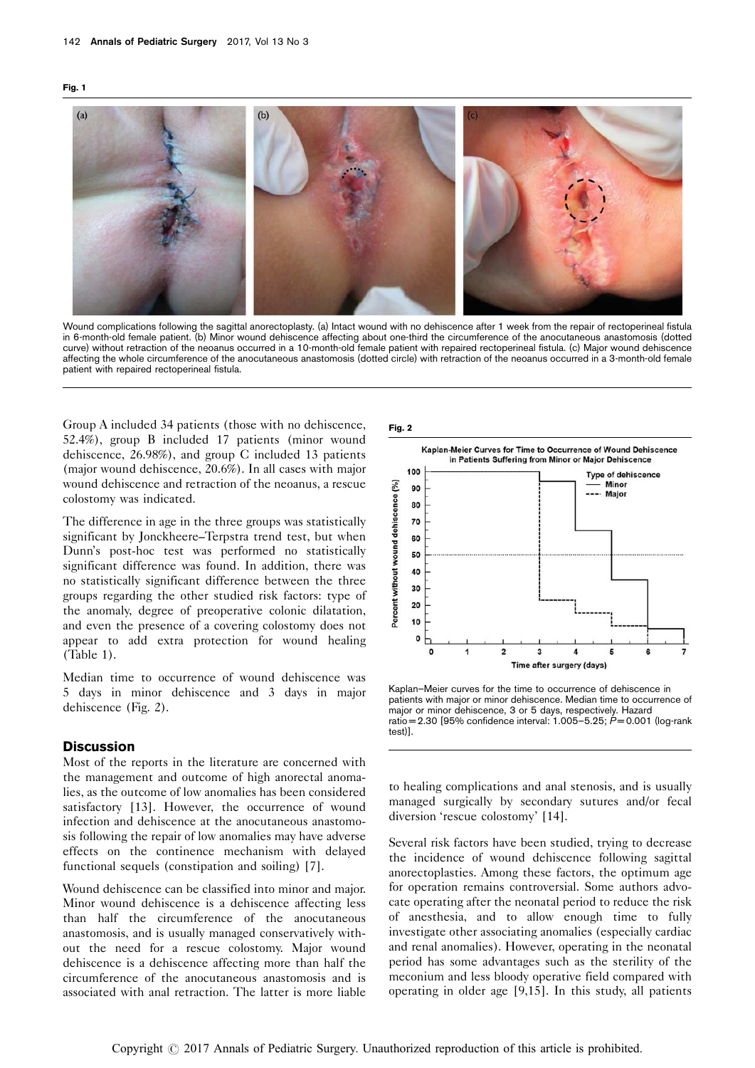**Fig. 1**

Wound complications following the sagittal anorectoplasty. (a) Intact wound with no dehiscence after 1 week from the repair of rectoperineal fistula in 6-month-old female patient. (b) Minor wound dehiscence affecting about one-third the circumference of the anocutaneous anastomosis (dotted curve) without retraction of the neoanus occurred in a 10-month-old female patient with repaired rectoperineal fistula. (c) Major wound dehiscence affecting the whole circumference of the anocutaneous anastomosis (dotted circle) with retraction of the neoanus occurred in a 3-month-old female patient with repaired rectoperineal fistula.

Group A included 34 patients (those with no dehiscence, 52.4%), group B included 17 patients (minor wound dehiscence, 26.98%), and group C included 13 patients (major wound dehiscence, 20.6%). In all cases with major wound dehiscence and retraction of the neoanus, a rescue colostomy was indicated.

The difference in age in the three groups was statistically significant by Jonckheere–Terpstra trend test, but when Dunn's post-hoc test was performed no statistically significant difference was found. In addition, there was no statistically significant difference between the three groups regarding the other studied risk factors: type of the anomaly, degree of preoperative colonic dilatation, and even the presence of a covering colostomy does not appear to add extra protection for wound healing (Table 1).

Median time to occurrence of wound dehiscence was 5 days in minor dehiscence and 3 days in major dehiscence (Fig. 2).

**Fig. 2**

Kaplan–Meier curves for the time to occurrence of dehiscence in patients with major or minor dehiscence. Median time to occurrence of major or minor dehiscence, 3 or 5 days, respectively. Hazard ratio = 2.30 [95% confidence interval: 1.005–5.25; $P = 0.001$ (log-rank test)].

## Discussion

Most of the reports in the literature are concerned with the management and outcome of high anorectal anomalies, as the outcome of low anomalies has been considered satisfactory [13]. However, the occurrence of wound infection and dehiscence at the anocutaneous anastomosis following the repair of low anomalies may have adverse effects on the continence mechanism with delayed functional sequels (constipation and soiling) [7].

Wound dehiscence can be classified into minor and major. Minor wound dehiscence is a dehiscence affecting less than half the circumference of the anocutaneous anastomosis, and is usually managed conservatively without the need for a rescue colostomy. Major wound dehiscence is a dehiscence affecting more than half the circumference of the anocutaneous anastomosis and is associated with anal retraction. The latter is more liable to healing complications and anal stenosis, and is usually managed surgically by secondary sutures and/or fecal diversion 'rescue colostomy' [14].

Several risk factors have been studied, trying to decrease the incidence of wound dehiscence following sagittal anorectoplasties. Among these factors, the optimum age for operation remains controversial. Some authors advocate operating after the neonatal period to reduce the risk of anesthesia, and to allow enough time to fully investigate other associating anomalies (especially cardiac and renal anomalies). However, operating in the neonatal period has some advantages such as the sterility of the meconium and less bloody operative field compared with operating in older age [9,15]. In this study, all patients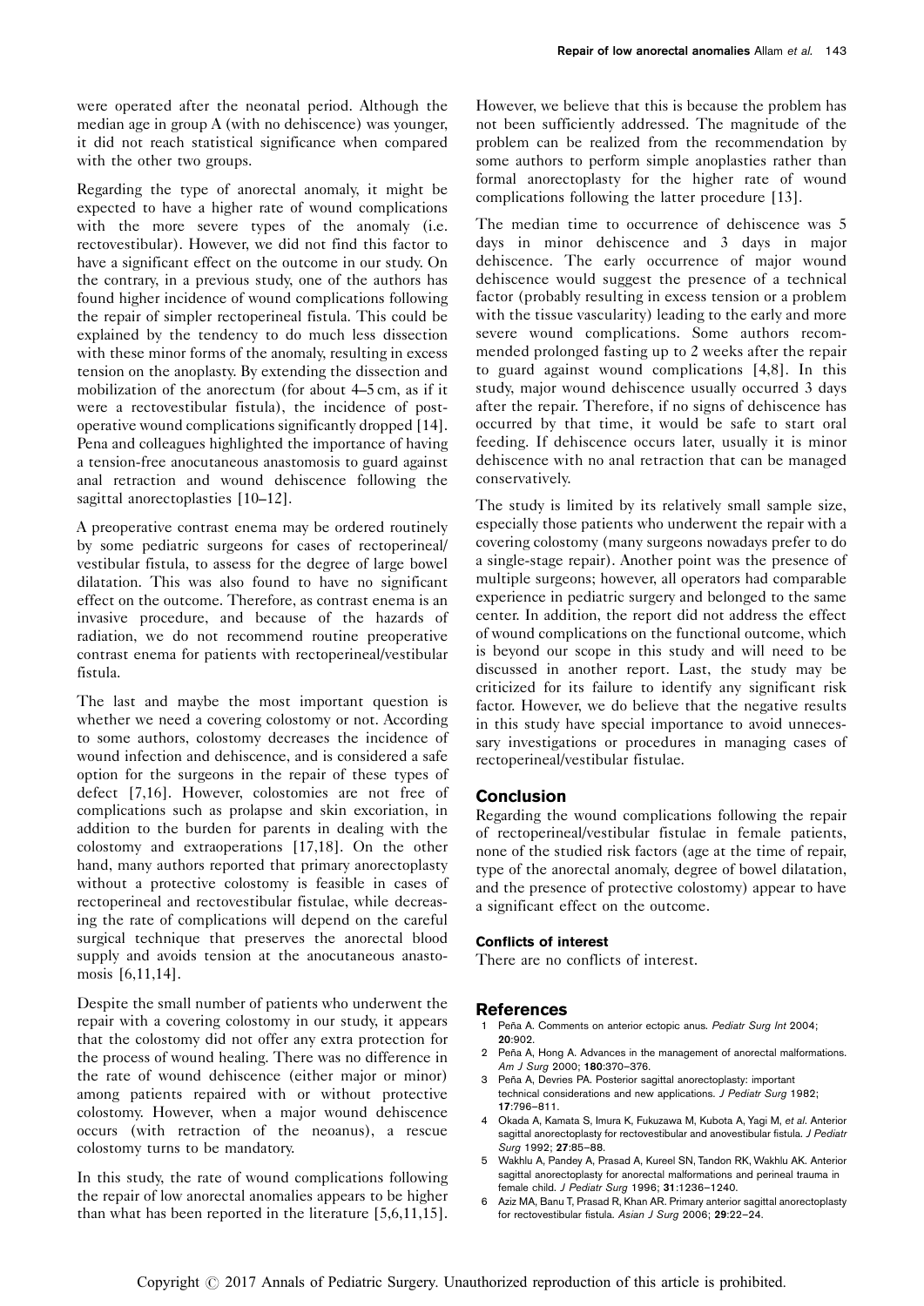were operated after the neonatal period. Although the median age in group A (with no dehiscence) was younger, it did not reach statistical significance when compared with the other two groups.

Regarding the type of anorectal anomaly, it might be expected to have a higher rate of wound complications with the more severe types of the anomaly (i.e. rectovestibular). However, we did not find this factor to have a significant effect on the outcome in our study. On the contrary, in a previous study, one of the authors has found higher incidence of wound complications following the repair of simpler rectoperineal fistula. This could be explained by the tendency to do much less dissection with these minor forms of the anomaly, resulting in excess tension on the anoplasty. By extending the dissection and mobilization of the anorectum (for about 4–5 cm, as if it were a rectovestibular fistula), the incidence of postoperative wound complications significantly dropped [14]. Pena and colleagues highlighted the importance of having a tension-free anocutaneous anastomosis to guard against anal retraction and wound dehiscence following the sagittal anorectoplasties [10–12].

A preoperative contrast enema may be ordered routinely by some pediatric surgeons for cases of rectoperineal/vestibular fistula, to assess for the degree of large bowel dilatation. This was also found to have no significant effect on the outcome. Therefore, as contrast enema is an invasive procedure, and because of the hazards of radiation, we do not recommend routine preoperative contrast enema for patients with rectoperineal/vestibular fistula.

The last and maybe the most important question is whether we need a covering colostomy or not. According to some authors, colostomy decreases the incidence of wound infection and dehiscence, and is considered a safe option for the surgeons in the repair of these types of defect [7,16]. However, colostomies are not free of complications such as prolapse and skin excoriation, in addition to the burden for parents in dealing with the colostomy and extraoperations [17,18]. On the other hand, many authors reported that primary anorectoplasty without a protective colostomy is feasible in cases of rectoperineal and rectovestibular fistulae, while decreasing the rate of complications will depend on the careful surgical technique that preserves the anorectal blood supply and avoids tension at the anocutaneous anastomosis [6,11,14].

Despite the small number of patients who underwent the repair with a covering colostomy in our study, it appears that the colostomy did not offer any extra protection for the process of wound healing. There was no difference in the rate of wound dehiscence (either major or minor) among patients repaired with or without protective colostomy. However, when a major wound dehiscence occurs (with retraction of the neoanus), a rescue colostomy turns to be mandatory.

In this study, the rate of wound complications following the repair of low anorectal anomalies appears to be higher than what has been reported in the literature [5,6,11,15]. However, we believe that this is because the problem has not been sufficiently addressed. The magnitude of the problem can be realized from the recommendation by some authors to perform simple anoplasties rather than formal anorectoplasty for the higher rate of wound complications following the latter procedure [13].

The median time to occurrence of dehiscence was 5 days in minor dehiscence and 3 days in major dehiscence. The early occurrence of major wound dehiscence would suggest the presence of a technical factor (probably resulting in excess tension or a problem with the tissue vascularity) leading to the early and more severe wound complications. Some authors recommended prolonged fasting up to 2 weeks after the repair to guard against wound complications [4,8]. In this study, major wound dehiscence usually occurred 3 days after the repair. Therefore, if no signs of dehiscence has occurred by that time, it would be safe to start oral feeding. If dehiscence occurs later, usually it is minor dehiscence with no anal retraction that can be managed conservatively.

The study is limited by its relatively small sample size, especially those patients who underwent the repair with a covering colostomy (many surgeons nowadays prefer to do a single-stage repair). Another point was the presence of multiple surgeons; however, all operators had comparable experience in pediatric surgery and belonged to the same center. In addition, the report did not address the effect of wound complications on the functional outcome, which is beyond our scope in this study and will need to be discussed in another report. Last, the study may be criticized for its failure to identify any significant risk factor. However, we do believe that the negative results in this study have special importance to avoid unnecessary investigations or procedures in managing cases of rectoperineal/vestibular fistulae.

## Conclusion

Regarding the wound complications following the repair of rectoperineal/vestibular fistulae in female patients, none of the studied risk factors (age at the time of repair, type of the anorectal anomaly, degree of bowel dilatation, and the presence of protective colostomy) appear to have a significant effect on the outcome.

#### Conflicts of interest

There are no conflicts of interest.

## References

1. Peña A. Comments on anterior ectopic anus. *Pediatr Surg Int* 2004; **20**:902.
2. Peña A, Hong A. Advances in the management of anorectal malformations. *Am J Surg* 2000; **180**:370–376.
3. Peña A, Devries PA. Posterior sagittal anorectoplasty: important technical considerations and new applications. *J Pediatr Surg* 1982; **17**:796–811.
4. Okada A, Kamata S, Imura K, Fukuzawa M, Kubota A, Yagi M, *et al.* Anterior sagittal anorectoplasty for rectovestibular and anovestibular fistula. *J Pediatr Surg* 1992; **27**:85–88.
5. Wakhlu A, Pandey A, Prasad A, Kureel SN, Tandon RK, Wakhlu AK. Anterior sagittal anorectoplasty for anorectal malformations and perineal trauma in female child. *J Pediatr Surg* 1996; **31**:1236–1240.
6. Aziz MA, Banu T, Prasad R, Khan AR. Primary anterior sagittal anorectoplasty for rectovestibular fistula. *Asian J Surg* 2006; **29**:22–24.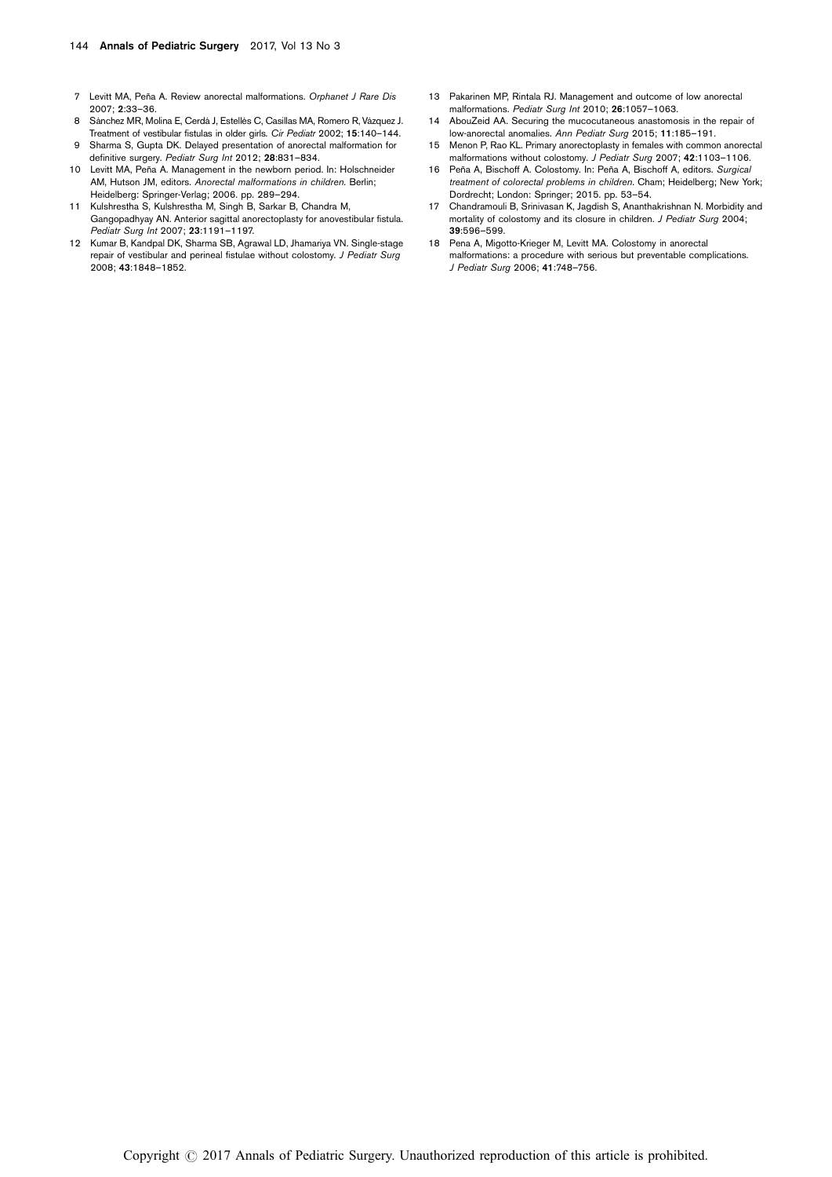7 Levitt MA, Peña A. Review anorectal malformations. *Orphanet J Rare Dis* 2007; **2**:33–36.
8 Sànchez MR, Molina E, Cerdà J, Estellès C, Casillas MA, Romero R, Vàzquez J. Treatment of vestibular fistulas in older girls. *Cir Pediatr* 2002; **15**:140–144.
9 Sharma S, Gupta DK. Delayed presentation of anorectal malformation for definitive surgery. *Pediatr Surg Int* 2012; **28**:831–834.
10 Levitt MA, Peña A. Management in the newborn period. In: Holschneider AM, Hutson JM, editors. *Anorectal malformations in children*. Berlin; Heidelberg: Springer-Verlag; 2006. pp. 289–294.
11 Kulshrestha S, Kulshrestha M, Singh B, Sarkar B, Chandra M, Gangopadhyay AN. Anterior sagittal anorectoplasty for anovestibular fistula. *Pediatr Surg Int* 2007; **23**:1191–1197.
12 Kumar B, Kandpal DK, Sharma SB, Agrawal LD, Jhamariya VN. Single-stage repair of vestibular and perineal fistulae without colostomy. *J Pediatr Surg* 2008; **43**:1848–1852.
13 Pakarinen MP, Rintala RJ. Management and outcome of low anorectal malformations. *Pediatr Surg Int* 2010; **26**:1057–1063.
14 AbouZeid AA. Securing the mucocutaneous anastomosis in the repair of low-anorectal anomalies. *Ann Pediatr Surg* 2015; **11**:185–191.
15 Menon P, Rao KL. Primary anorectoplasty in females with common anorectal malformations without colostomy. *J Pediatr Surg* 2007; **42**:1103–1106.
16 Peña A, Bischoff A. Colostomy. In: Peña A, Bischoff A, editors. *Surgical treatment of colorectal problems in children*. Cham; Heidelberg; New York; Dordrecht; London: Springer; 2015. pp. 53–54.
17 Chandramouli B, Srinivasan K, Jagdish S, Ananthakrishnan N. Morbidity and mortality of colostomy and its closure in children. *J Pediatr Surg* 2004; **39**:596–599.
18 Pena A, Migotto-Krieger M, Levitt MA. Colostomy in anorectal malformations: a procedure with serious but preventable complications. *J Pediatr Surg* 2006; **41**:748–756.

Copyright © 2017 Annals of Pediatric Surgery. Unauthorized reproduction of this article is prohibited.